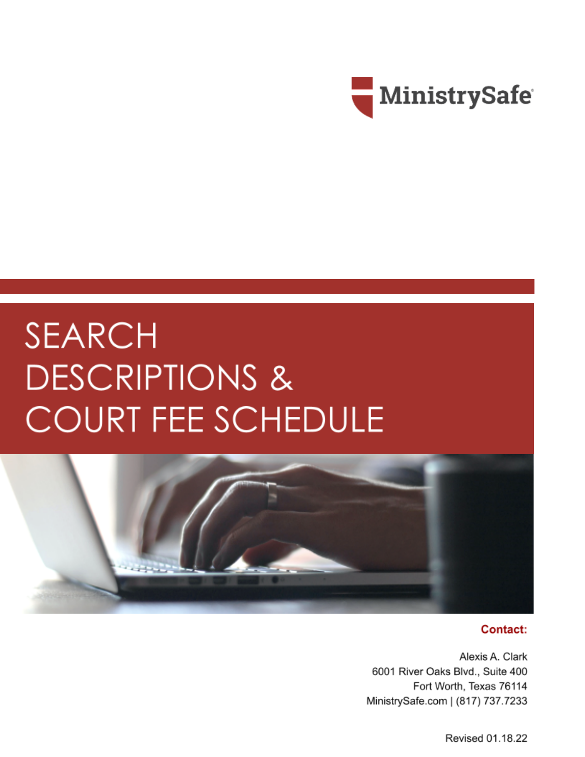MinistrySafe®

# SEARCH DESCRIPTIONS & COURT FEE SCHEDULE

**Contact:**

Alexis A. Clark
6001 River Oaks Blvd., Suite 400
Fort Worth, Texas 76114
MinistrySafe.com | (817) 737.7233

Revised 01.18.22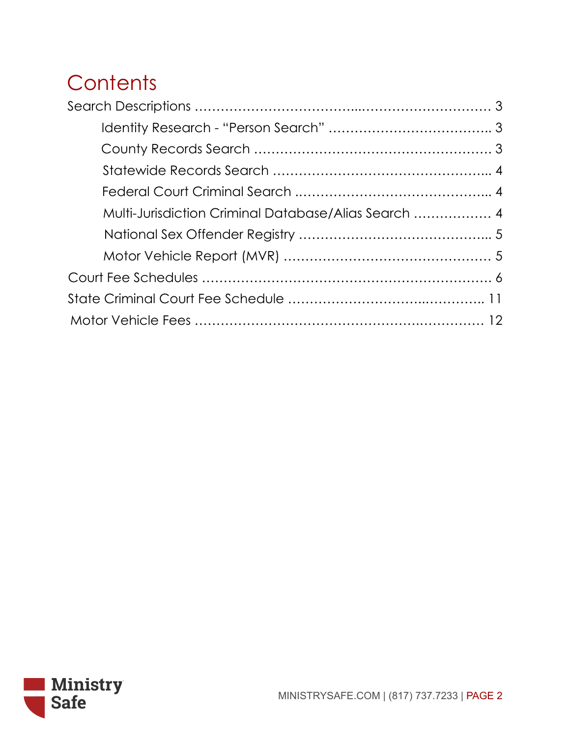# Contents

Search Descriptions .................................................................. 3

- Identity Research - "Person Search" ........................................ 3
- County Records Search ........................................................ 3
- Statewide Records Search ..................................................... 4
- Federal Court Criminal Search ................................................ 4
- Multi-Jurisdiction Criminal Database/Alias Search .................... 4
- National Sex Offender Registry ............................................... 5
- Motor Vehicle Report (MVR) ................................................... 5

Court Fee Schedules .................................................................. 6

State Criminal Court Fee Schedule ............................................ 11

Motor Vehicle Fees .................................................................. 12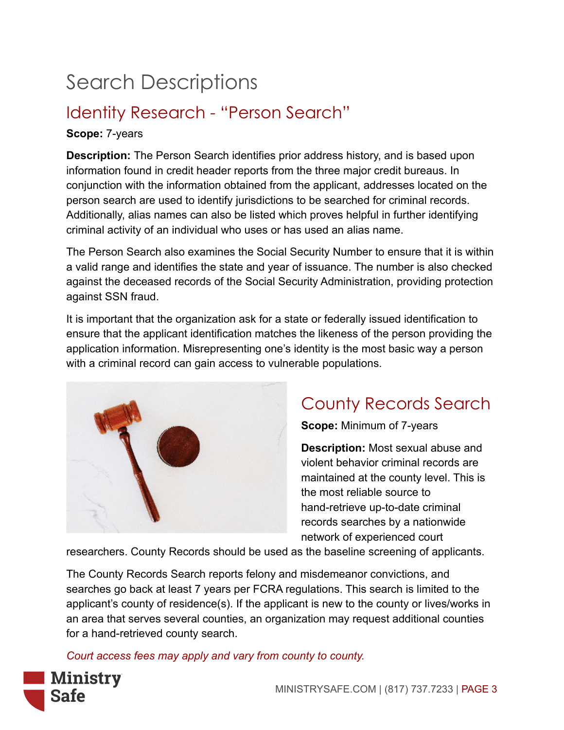# Search Descriptions

## Identity Research - "Person Search"

**Scope:** 7-years

**Description:** The Person Search identifies prior address history, and is based upon information found in credit header reports from the three major credit bureaus. In conjunction with the information obtained from the applicant, addresses located on the person search are used to identify jurisdictions to be searched for criminal records. Additionally, alias names can also be listed which proves helpful in further identifying criminal activity of an individual who uses or has used an alias name.

The Person Search also examines the Social Security Number to ensure that it is within a valid range and identifies the state and year of issuance. The number is also checked against the deceased records of the Social Security Administration, providing protection against SSN fraud.

It is important that the organization ask for a state or federally issued identification to ensure that the applicant identification matches the likeness of the person providing the application information. Misrepresenting one's identity is the most basic way a person with a criminal record can gain access to vulnerable populations.

## County Records Search

**Scope:** Minimum of 7-years

**Description:** Most sexual abuse and violent behavior criminal records are maintained at the county level. This is the most reliable source to hand-retrieve up-to-date criminal records searches by a nationwide network of experienced court researchers. County Records should be used as the baseline screening of applicants.

The County Records Search reports felony and misdemeanor convictions, and searches go back at least 7 years per FCRA regulations. This search is limited to the applicant's county of residence(s). If the applicant is new to the county or lives/works in an area that serves several counties, an organization may request additional counties for a hand-retrieved county search.

*Court access fees may apply and vary from county to county.*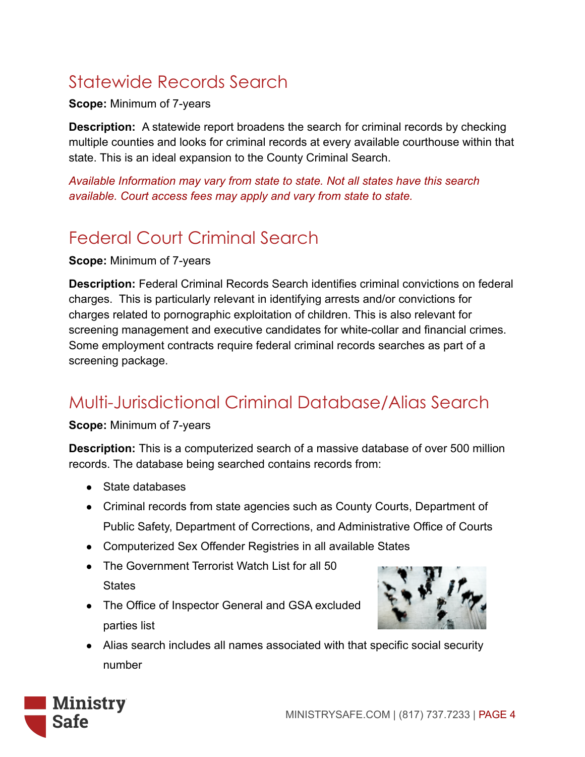## Statewide Records Search

**Scope:** Minimum of 7-years

**Description:** A statewide report broadens the search for criminal records by checking multiple counties and looks for criminal records at every available courthouse within that state. This is an ideal expansion to the County Criminal Search.

*Available Information may vary from state to state. Not all states have this search available. Court access fees may apply and vary from state to state.*

## Federal Court Criminal Search

**Scope:** Minimum of 7-years

**Description:** Federal Criminal Records Search identifies criminal convictions on federal charges. This is particularly relevant in identifying arrests and/or convictions for charges related to pornographic exploitation of children. This is also relevant for screening management and executive candidates for white-collar and financial crimes. Some employment contracts require federal criminal records searches as part of a screening package.

## Multi-Jurisdictional Criminal Database/Alias Search

**Scope:** Minimum of 7-years

**Description:** This is a computerized search of a massive database of over 500 million records. The database being searched contains records from:

- State databases
- Criminal records from state agencies such as County Courts, Department of Public Safety, Department of Corrections, and Administrative Office of Courts
- Computerized Sex Offender Registries in all available States
- The Government Terrorist Watch List for all 50 States
- The Office of Inspector General and GSA excluded parties list
- Alias search includes all names associated with that specific social security number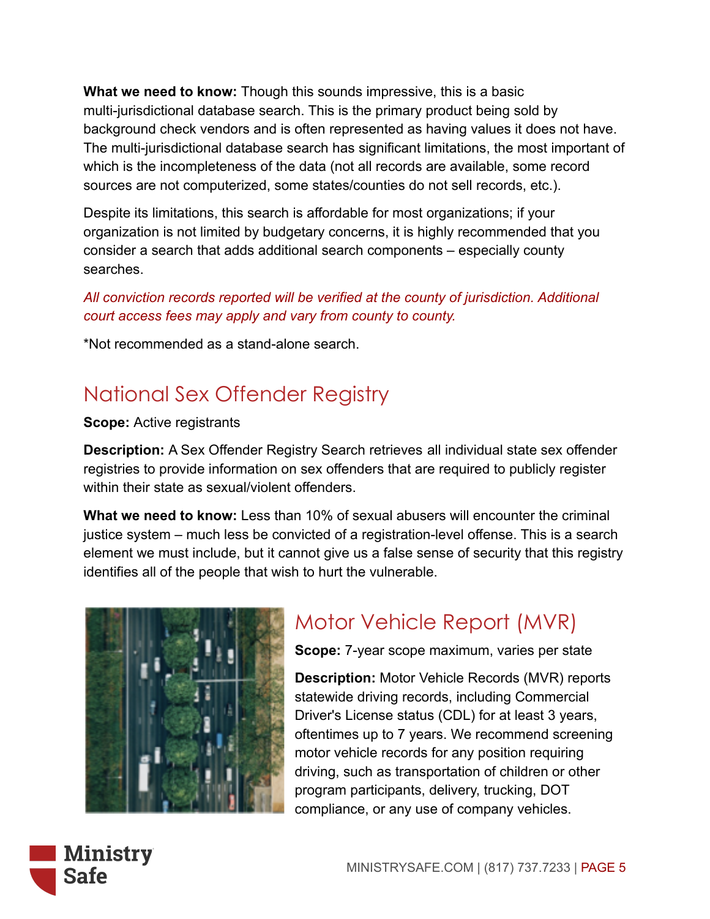**What we need to know:** Though this sounds impressive, this is a basic multi-jurisdictional database search. This is the primary product being sold by background check vendors and is often represented as having values it does not have. The multi-jurisdictional database search has significant limitations, the most important of which is the incompleteness of the data (not all records are available, some record sources are not computerized, some states/counties do not sell records, etc.).

Despite its limitations, this search is affordable for most organizations; if your organization is not limited by budgetary concerns, it is highly recommended that you consider a search that adds additional search components – especially county searches.

*All conviction records reported will be verified at the county of jurisdiction. Additional court access fees may apply and vary from county to county.*

*Not recommended as a stand-alone search.

## National Sex Offender Registry

**Scope:** Active registrants

**Description:** A Sex Offender Registry Search retrieves all individual state sex offender registries to provide information on sex offenders that are required to publicly register within their state as sexual/violent offenders.

**What we need to know:** Less than 10% of sexual abusers will encounter the criminal justice system – much less be convicted of a registration-level offense. This is a search element we must include, but it cannot give us a false sense of security that this registry identifies all of the people that wish to hurt the vulnerable.

## Motor Vehicle Report (MVR)

**Scope:** 7-year scope maximum, varies per state

**Description:** Motor Vehicle Records (MVR) reports statewide driving records, including Commercial Driver's License status (CDL) for at least 3 years, oftentimes up to 7 years. We recommend screening motor vehicle records for any position requiring driving, such as transportation of children or other program participants, delivery, trucking, DOT compliance, or any use of company vehicles.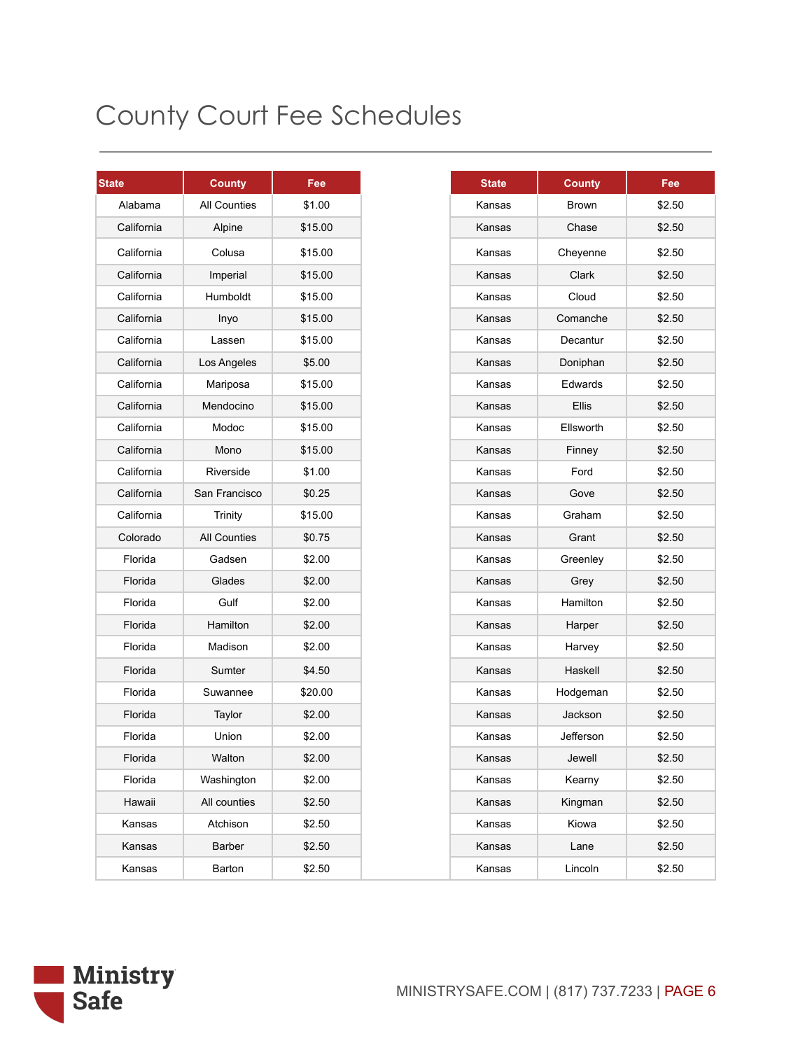# County Court Fee Schedules

| State | County | Fee |
|---|---|---|
| Alabama | All Counties | $1.00 |
| California | Alpine | $15.00 |
| California | Colusa | $15.00 |
| California | Imperial | $15.00 |
| California | Humboldt | $15.00 |
| California | Inyo | $15.00 |
| California | Lassen | $15.00 |
| California | Los Angeles | $5.00 |
| California | Mariposa | $15.00 |
| California | Mendocino | $15.00 |
| California | Modoc | $15.00 |
| California | Mono | $15.00 |
| California | Riverside | $1.00 |
| California | San Francisco | $0.25 |
| California | Trinity | $15.00 |
| Colorado | All Counties | $0.75 |
| Florida | Gadsen | $2.00 |
| Florida | Glades | $2.00 |
| Florida | Gulf | $2.00 |
| Florida | Hamilton | $2.00 |
| Florida | Madison | $2.00 |
| Florida | Sumter | $4.50 |
| Florida | Suwannee | $20.00 |
| Florida | Taylor | $2.00 |
| Florida | Union | $2.00 |
| Florida | Walton | $2.00 |
| Florida | Washington | $2.00 |
| Hawaii | All counties | $2.50 |
| Kansas | Atchison | $2.50 |
| Kansas | Barber | $2.50 |
| Kansas | Barton | $2.50 |

| State | County | Fee |
|---|---|---|
| Kansas | Brown | $2.50 |
| Kansas | Chase | $2.50 |
| Kansas | Cheyenne | $2.50 |
| Kansas | Clark | $2.50 |
| Kansas | Cloud | $2.50 |
| Kansas | Comanche | $2.50 |
| Kansas | Decantur | $2.50 |
| Kansas | Doniphan | $2.50 |
| Kansas | Edwards | $2.50 |
| Kansas | Ellis | $2.50 |
| Kansas | Ellsworth | $2.50 |
| Kansas | Finney | $2.50 |
| Kansas | Ford | $2.50 |
| Kansas | Gove | $2.50 |
| Kansas | Graham | $2.50 |
| Kansas | Grant | $2.50 |
| Kansas | Greenley | $2.50 |
| Kansas | Grey | $2.50 |
| Kansas | Hamilton | $2.50 |
| Kansas | Harper | $2.50 |
| Kansas | Harvey | $2.50 |
| Kansas | Haskell | $2.50 |
| Kansas | Hodgeman | $2.50 |
| Kansas | Jackson | $2.50 |
| Kansas | Jefferson | $2.50 |
| Kansas | Jewell | $2.50 |
| Kansas | Kearny | $2.50 |
| Kansas | Kingman | $2.50 |
| Kansas | Kiowa | $2.50 |
| Kansas | Lane | $2.50 |
| Kansas | Lincoln | $2.50 |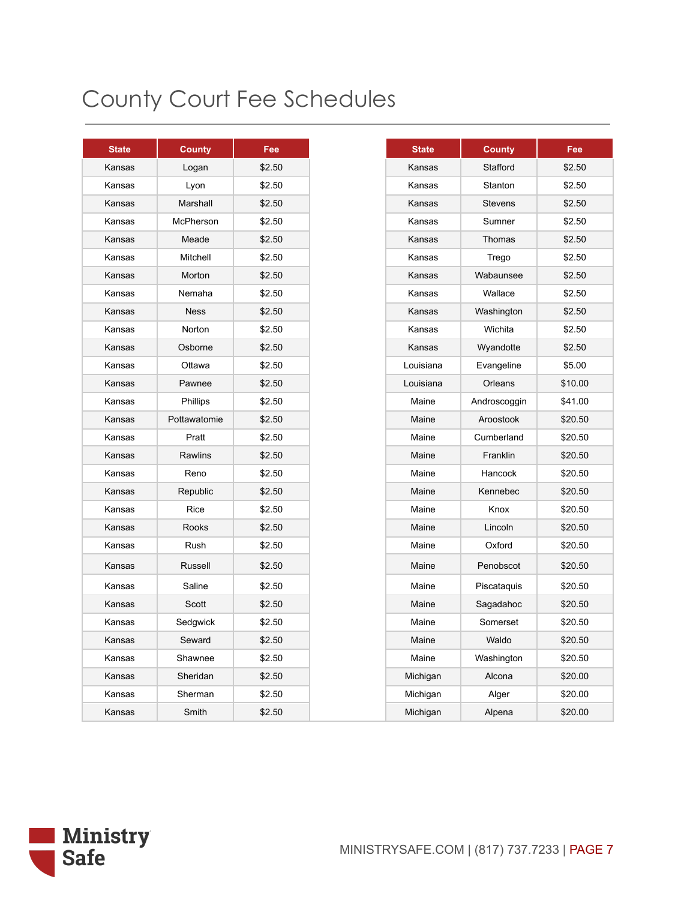# County Court Fee Schedules

| State | County | Fee |
|---|---|---|
| Kansas | Logan | $2.50 |
| Kansas | Lyon | $2.50 |
| Kansas | Marshall | $2.50 |
| Kansas | McPherson | $2.50 |
| Kansas | Meade | $2.50 |
| Kansas | Mitchell | $2.50 |
| Kansas | Morton | $2.50 |
| Kansas | Nemaha | $2.50 |
| Kansas | Ness | $2.50 |
| Kansas | Norton | $2.50 |
| Kansas | Osborne | $2.50 |
| Kansas | Ottawa | $2.50 |
| Kansas | Pawnee | $2.50 |
| Kansas | Phillips | $2.50 |
| Kansas | Pottawatomie | $2.50 |
| Kansas | Pratt | $2.50 |
| Kansas | Rawlins | $2.50 |
| Kansas | Reno | $2.50 |
| Kansas | Republic | $2.50 |
| Kansas | Rice | $2.50 |
| Kansas | Rooks | $2.50 |
| Kansas | Rush | $2.50 |
| Kansas | Russell | $2.50 |
| Kansas | Saline | $2.50 |
| Kansas | Scott | $2.50 |
| Kansas | Sedgwick | $2.50 |
| Kansas | Seward | $2.50 |
| Kansas | Shawnee | $2.50 |
| Kansas | Sheridan | $2.50 |
| Kansas | Sherman | $2.50 |
| Kansas | Smith | $2.50 |
| Kansas | Stafford | $2.50 |
| Kansas | Stanton | $2.50 |
| Kansas | Stevens | $2.50 |
| Kansas | Sumner | $2.50 |
| Kansas | Thomas | $2.50 |
| Kansas | Trego | $2.50 |
| Kansas | Wabaunsee | $2.50 |
| Kansas | Wallace | $2.50 |
| Kansas | Washington | $2.50 |
| Kansas | Wichita | $2.50 |
| Kansas | Wyandotte | $2.50 |
| Louisiana | Evangeline | $5.00 |
| Louisiana | Orleans | $10.00 |
| Maine | Androscoggin | $41.00 |
| Maine | Aroostook | $20.50 |
| Maine | Cumberland | $20.50 |
| Maine | Franklin | $20.50 |
| Maine | Hancock | $20.50 |
| Maine | Kennebec | $20.50 |
| Maine | Knox | $20.50 |
| Maine | Lincoln | $20.50 |
| Maine | Oxford | $20.50 |
| Maine | Penobscot | $20.50 |
| Maine | Piscataquis | $20.50 |
| Maine | Sagadahoc | $20.50 |
| Maine | Somerset | $20.50 |
| Maine | Waldo | $20.50 |
| Maine | Washington | $20.50 |
| Michigan | Alcona | $20.00 |
| Michigan | Alger | $20.00 |
| Michigan | Alpena | $20.00 |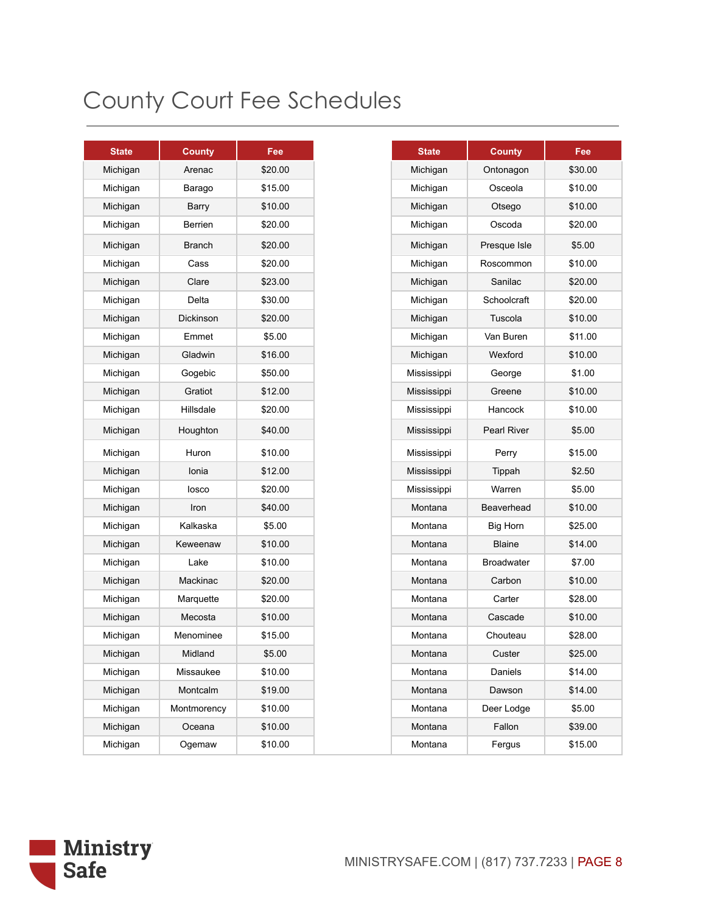# County Court Fee Schedules

| State | County | Fee |
| --- | --- | --- |
| Michigan | Arenac | $20.00 |
| Michigan | Barago | $15.00 |
| Michigan | Barry | $10.00 |
| Michigan | Berrien | $20.00 |
| Michigan | Branch | $20.00 |
| Michigan | Cass | $20.00 |
| Michigan | Clare | $23.00 |
| Michigan | Delta | $30.00 |
| Michigan | Dickinson | $20.00 |
| Michigan | Emmet | $5.00 |
| Michigan | Gladwin | $16.00 |
| Michigan | Gogebic | $50.00 |
| Michigan | Gratiot | $12.00 |
| Michigan | Hillsdale | $20.00 |
| Michigan | Houghton | $40.00 |
| Michigan | Huron | $10.00 |
| Michigan | Ionia | $12.00 |
| Michigan | Iosco | $20.00 |
| Michigan | Iron | $40.00 |
| Michigan | Kalkaska | $5.00 |
| Michigan | Keweenaw | $10.00 |
| Michigan | Lake | $10.00 |
| Michigan | Mackinac | $20.00 |
| Michigan | Marquette | $20.00 |
| Michigan | Mecosta | $10.00 |
| Michigan | Menominee | $15.00 |
| Michigan | Midland | $5.00 |
| Michigan | Missaukee | $10.00 |
| Michigan | Montcalm | $19.00 |
| Michigan | Montmorency | $10.00 |
| Michigan | Oceana | $10.00 |
| Michigan | Ogemaw | $10.00 |
| Michigan | Ontonagon | $30.00 |
| Michigan | Osceola | $10.00 |
| Michigan | Otsego | $10.00 |
| Michigan | Oscoda | $20.00 |
| Michigan | Presque Isle | $5.00 |
| Michigan | Roscommon | $10.00 |
| Michigan | Sanilac | $20.00 |
| Michigan | Schoolcraft | $20.00 |
| Michigan | Tuscola | $10.00 |
| Michigan | Van Buren | $11.00 |
| Michigan | Wexford | $10.00 |
| Mississippi | George | $1.00 |
| Mississippi | Greene | $10.00 |
| Mississippi | Hancock | $10.00 |
| Mississippi | Pearl River | $5.00 |
| Mississippi | Perry | $15.00 |
| Mississippi | Tippah | $2.50 |
| Mississippi | Warren | $5.00 |
| Montana | Beaverhead | $10.00 |
| Montana | Big Horn | $25.00 |
| Montana | Blaine | $14.00 |
| Montana | Broadwater | $7.00 |
| Montana | Carbon | $10.00 |
| Montana | Carter | $28.00 |
| Montana | Cascade | $10.00 |
| Montana | Chouteau | $28.00 |
| Montana | Custer | $25.00 |
| Montana | Daniels | $14.00 |
| Montana | Dawson | $14.00 |
| Montana | Deer Lodge | $5.00 |
| Montana | Fallon | $39.00 |
| Montana | Fergus | $15.00 |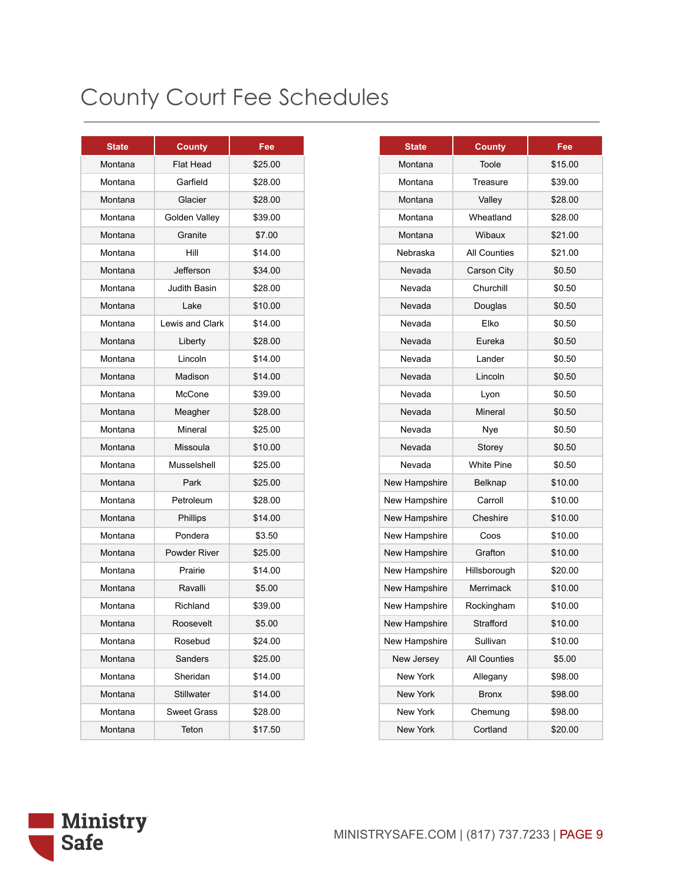# County Court Fee Schedules

| State | County | Fee |
|---|---|---|
| Montana | Flat Head | $25.00 |
| Montana | Garfield | $28.00 |
| Montana | Glacier | $28.00 |
| Montana | Golden Valley | $39.00 |
| Montana | Granite | $7.00 |
| Montana | Hill | $14.00 |
| Montana | Jefferson | $34.00 |
| Montana | Judith Basin | $28.00 |
| Montana | Lake | $10.00 |
| Montana | Lewis and Clark | $14.00 |
| Montana | Liberty | $28.00 |
| Montana | Lincoln | $14.00 |
| Montana | Madison | $14.00 |
| Montana | McCone | $39.00 |
| Montana | Meagher | $28.00 |
| Montana | Mineral | $25.00 |
| Montana | Missoula | $10.00 |
| Montana | Musselshell | $25.00 |
| Montana | Park | $25.00 |
| Montana | Petroleum | $28.00 |
| Montana | Phillips | $14.00 |
| Montana | Pondera | $3.50 |
| Montana | Powder River | $25.00 |
| Montana | Prairie | $14.00 |
| Montana | Ravalli | $5.00 |
| Montana | Richland | $39.00 |
| Montana | Roosevelt | $5.00 |
| Montana | Rosebud | $24.00 |
| Montana | Sanders | $25.00 |
| Montana | Sheridan | $14.00 |
| Montana | Stillwater | $14.00 |
| Montana | Sweet Grass | $28.00 |
| Montana | Teton | $17.50 |
| Montana | Toole | $15.00 |
| Montana | Treasure | $39.00 |
| Montana | Valley | $28.00 |
| Montana | Wheatland | $28.00 |
| Montana | Wibaux | $21.00 |
| Nebraska | All Counties | $21.00 |
| Nevada | Carson City | $0.50 |
| Nevada | Churchill | $0.50 |
| Nevada | Douglas | $0.50 |
| Nevada | Elko | $0.50 |
| Nevada | Eureka | $0.50 |
| Nevada | Lander | $0.50 |
| Nevada | Lincoln | $0.50 |
| Nevada | Lyon | $0.50 |
| Nevada | Mineral | $0.50 |
| Nevada | Nye | $0.50 |
| Nevada | Storey | $0.50 |
| Nevada | White Pine | $0.50 |
| New Hampshire | Belknap | $10.00 |
| New Hampshire | Carroll | $10.00 |
| New Hampshire | Cheshire | $10.00 |
| New Hampshire | Coos | $10.00 |
| New Hampshire | Grafton | $10.00 |
| New Hampshire | Hillsborough | $20.00 |
| New Hampshire | Merrimack | $10.00 |
| New Hampshire | Rockingham | $10.00 |
| New Hampshire | Strafford | $10.00 |
| New Hampshire | Sullivan | $10.00 |
| New Jersey | All Counties | $5.00 |
| New York | Allegany | $98.00 |
| New York | Bronx | $98.00 |
| New York | Chemung | $98.00 |
| New York | Cortland | $20.00 |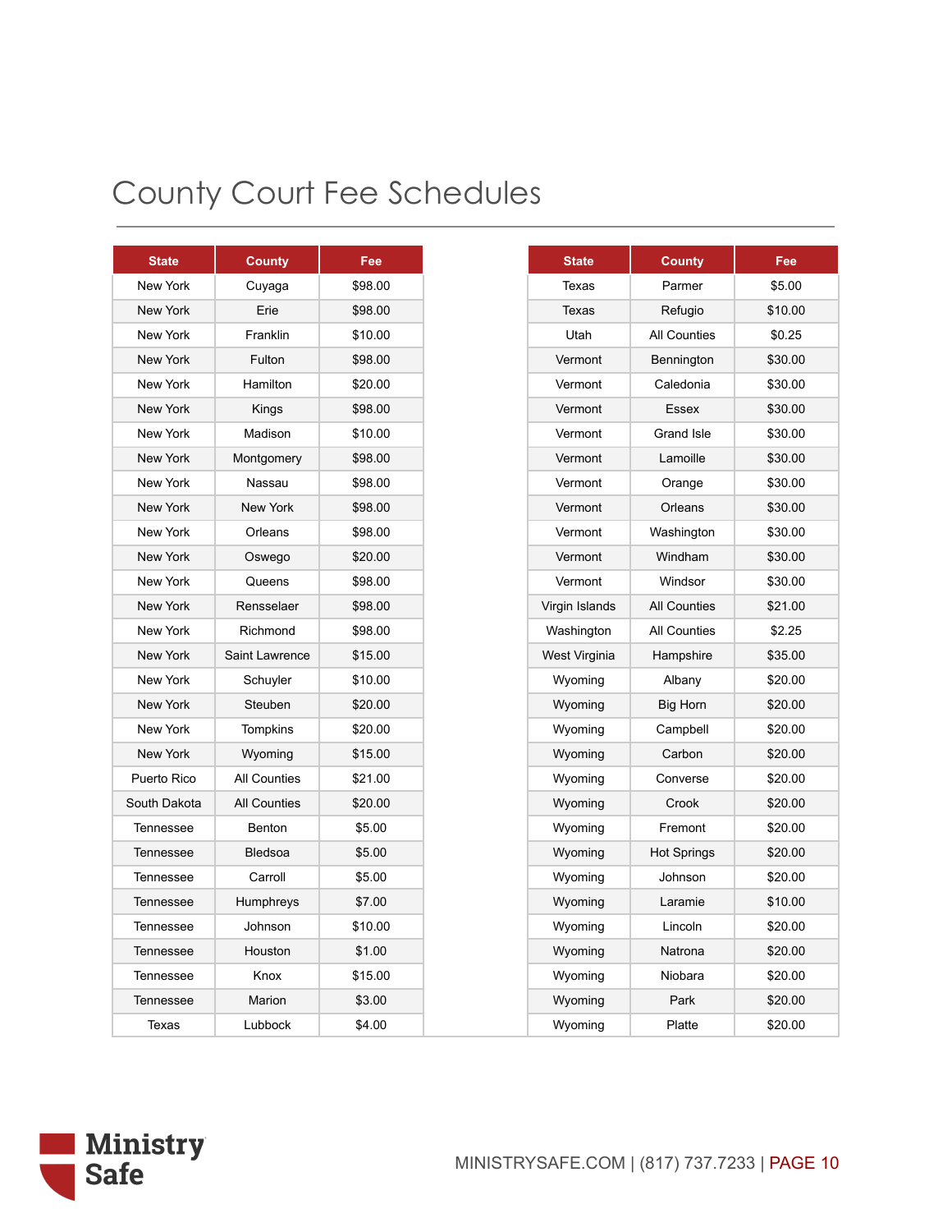# County Court Fee Schedules

| State | County | Fee |
|---|---|---|
| New York | Cuyaga | $98.00 |
| New York | Erie | $98.00 |
| New York | Franklin | $10.00 |
| New York | Fulton | $98.00 |
| New York | Hamilton | $20.00 |
| New York | Kings | $98.00 |
| New York | Madison | $10.00 |
| New York | Montgomery | $98.00 |
| New York | Nassau | $98.00 |
| New York | New York | $98.00 |
| New York | Orleans | $98.00 |
| New York | Oswego | $20.00 |
| New York | Queens | $98.00 |
| New York | Rensselaer | $98.00 |
| New York | Richmond | $98.00 |
| New York | Saint Lawrence | $15.00 |
| New York | Schuyler | $10.00 |
| New York | Steuben | $20.00 |
| New York | Tompkins | $20.00 |
| New York | Wyoming | $15.00 |
| Puerto Rico | All Counties | $21.00 |
| South Dakota | All Counties | $20.00 |
| Tennessee | Benton | $5.00 |
| Tennessee | Bledsoa | $5.00 |
| Tennessee | Carroll | $5.00 |
| Tennessee | Humphreys | $7.00 |
| Tennessee | Johnson | $10.00 |
| Tennessee | Houston | $1.00 |
| Tennessee | Knox | $15.00 |
| Tennessee | Marion | $3.00 |
| Texas | Lubbock | $4.00 |
| Texas | Parmer | $5.00 |
| Texas | Refugio | $10.00 |
| Utah | All Counties | $0.25 |
| Vermont | Bennington | $30.00 |
| Vermont | Caledonia | $30.00 |
| Vermont | Essex | $30.00 |
| Vermont | Grand Isle | $30.00 |
| Vermont | Lamoille | $30.00 |
| Vermont | Orange | $30.00 |
| Vermont | Orleans | $30.00 |
| Vermont | Washington | $30.00 |
| Vermont | Windham | $30.00 |
| Vermont | Windsor | $30.00 |
| Virgin Islands | All Counties | $21.00 |
| Washington | All Counties | $2.25 |
| West Virginia | Hampshire | $35.00 |
| Wyoming | Albany | $20.00 |
| Wyoming | Big Horn | $20.00 |
| Wyoming | Campbell | $20.00 |
| Wyoming | Carbon | $20.00 |
| Wyoming | Converse | $20.00 |
| Wyoming | Crook | $20.00 |
| Wyoming | Fremont | $20.00 |
| Wyoming | Hot Springs | $20.00 |
| Wyoming | Johnson | $20.00 |
| Wyoming | Laramie | $10.00 |
| Wyoming | Lincoln | $20.00 |
| Wyoming | Natrona | $20.00 |
| Wyoming | Niobara | $20.00 |
| Wyoming | Park | $20.00 |
| Wyoming | Platte | $20.00 |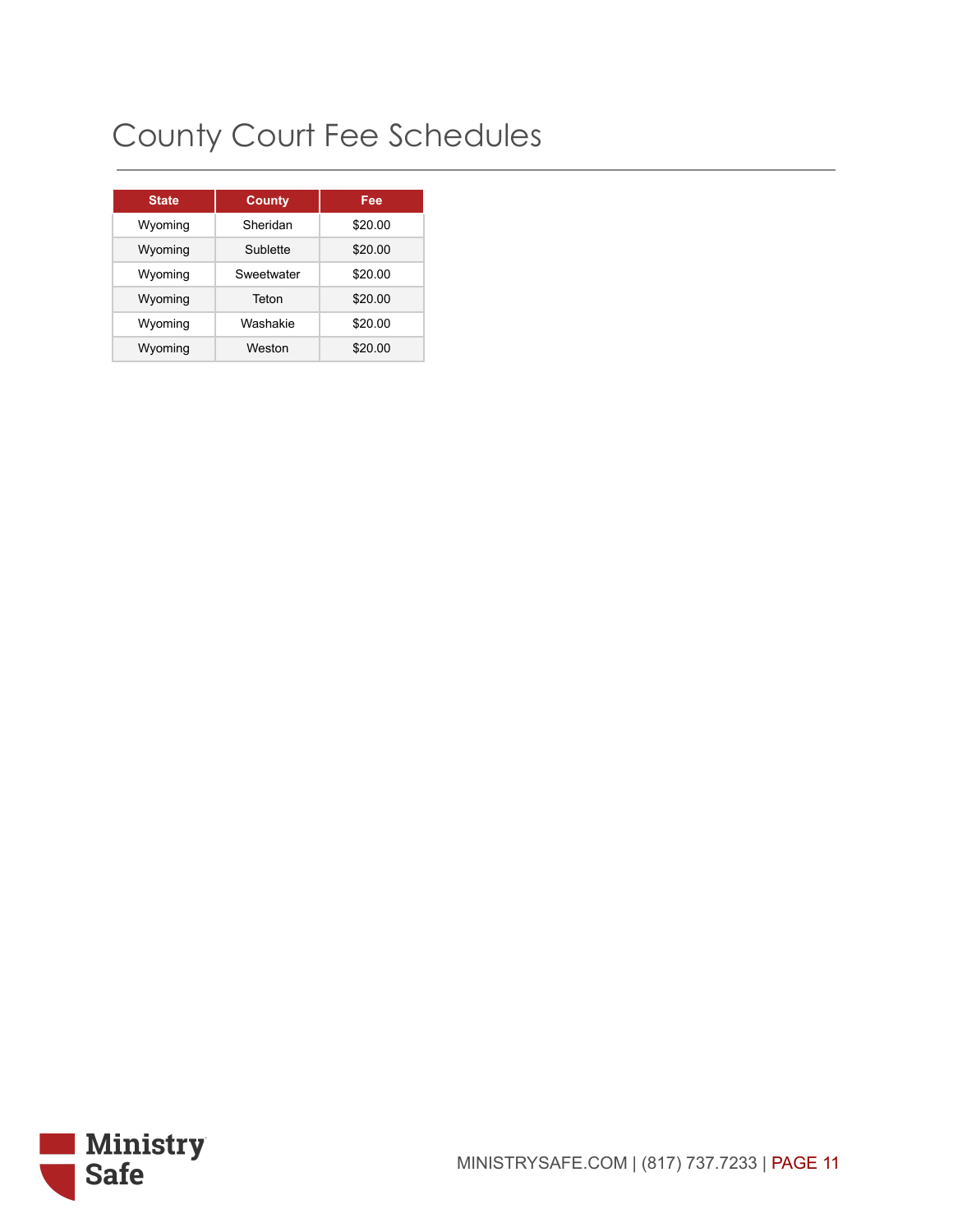# County Court Fee Schedules

| State | County | Fee |
| --- | --- | --- |
| Wyoming | Sheridan | $20.00 |
| Wyoming | Sublette | $20.00 |
| Wyoming | Sweetwater | $20.00 |
| Wyoming | Teton | $20.00 |
| Wyoming | Washakie | $20.00 |
| Wyoming | Weston | $20.00 |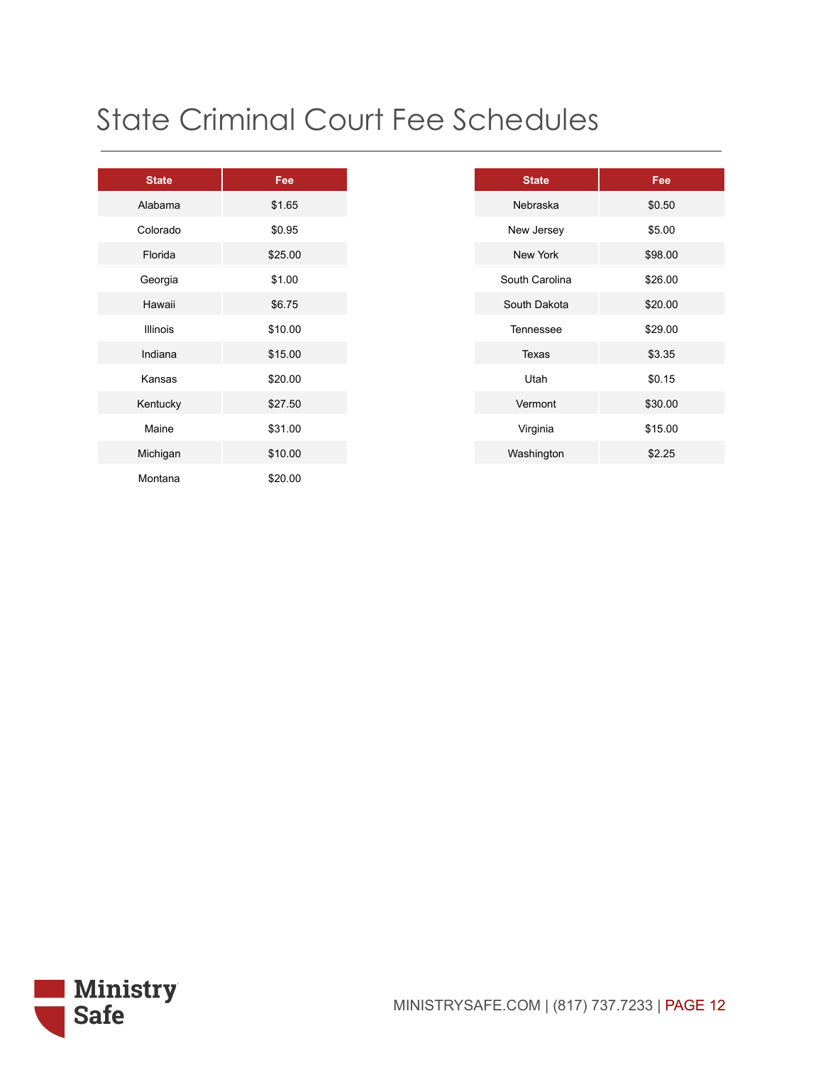# State Criminal Court Fee Schedules

| State | Fee |
|---|---|
| Alabama | $1.65 |
| Colorado | $0.95 |
| Florida | $25.00 |
| Georgia | $1.00 |
| Hawaii | $6.75 |
| Illinois | $10.00 |
| Indiana | $15.00 |
| Kansas | $20.00 |
| Kentucky | $27.50 |
| Maine | $31.00 |
| Michigan | $10.00 |
| Montana | $20.00 |

| State | Fee |
|---|---|
| Nebraska | $0.50 |
| New Jersey | $5.00 |
| New York | $98.00 |
| South Carolina | $26.00 |
| South Dakota | $20.00 |
| Tennessee | $29.00 |
| Texas | $3.35 |
| Utah | $0.15 |
| Vermont | $30.00 |
| Virginia | $15.00 |
| Washington | $2.25 |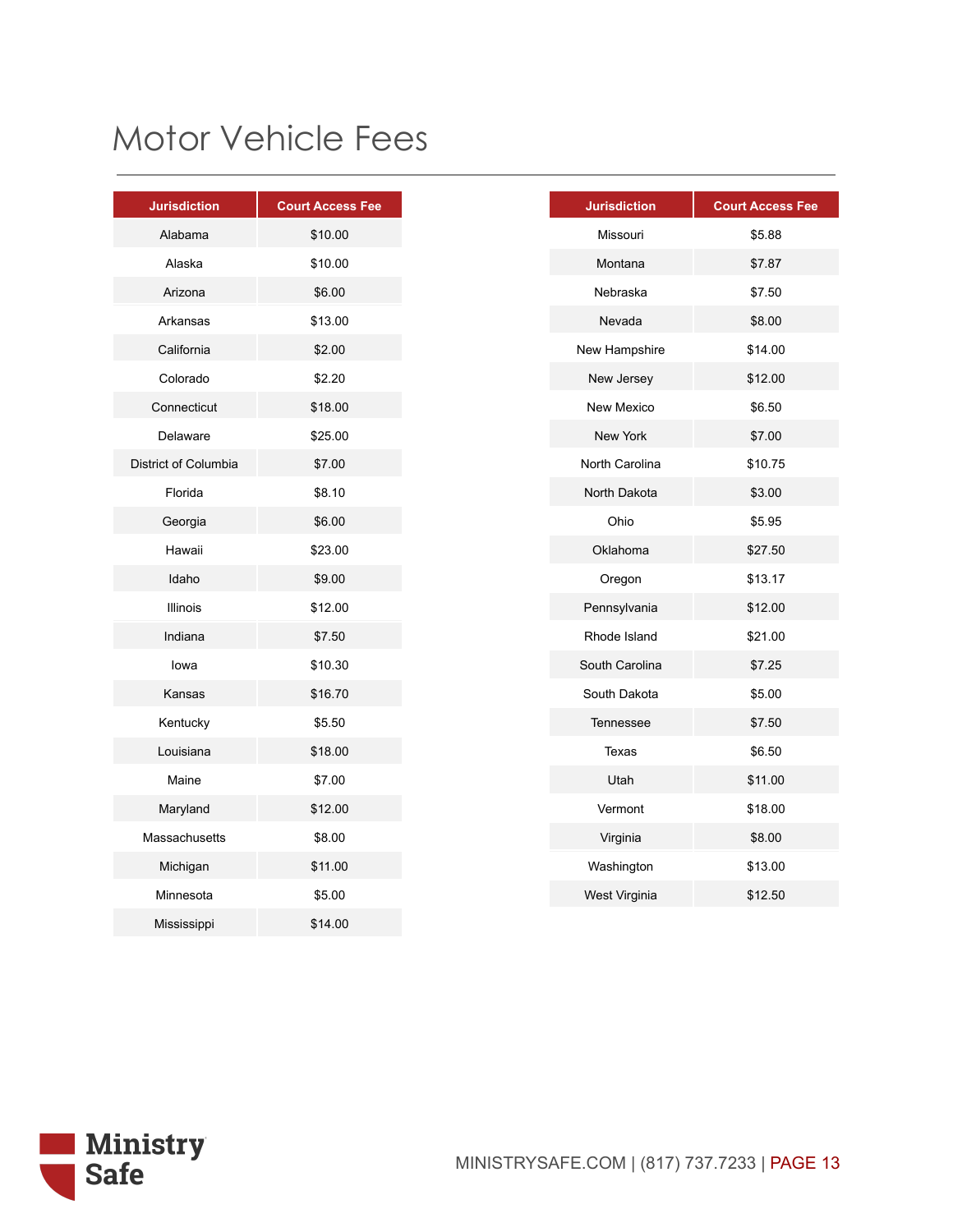# Motor Vehicle Fees

| Jurisdiction | Court Access Fee |
|---|---|
| Alabama | $10.00 |
| Alaska | $10.00 |
| Arizona | $6.00 |
| Arkansas | $13.00 |
| California | $2.00 |
| Colorado | $2.20 |
| Connecticut | $18.00 |
| Delaware | $25.00 |
| District of Columbia | $7.00 |
| Florida | $8.10 |
| Georgia | $6.00 |
| Hawaii | $23.00 |
| Idaho | $9.00 |
| Illinois | $12.00 |
| Indiana | $7.50 |
| Iowa | $10.30 |
| Kansas | $16.70 |
| Kentucky | $5.50 |
| Louisiana | $18.00 |
| Maine | $7.00 |
| Maryland | $12.00 |
| Massachusetts | $8.00 |
| Michigan | $11.00 |
| Minnesota | $5.00 |
| Mississippi | $14.00 |

| Jurisdiction | Court Access Fee |
|---|---|
| Missouri | $5.88 |
| Montana | $7.87 |
| Nebraska | $7.50 |
| Nevada | $8.00 |
| New Hampshire | $14.00 |
| New Jersey | $12.00 |
| New Mexico | $6.50 |
| New York | $7.00 |
| North Carolina | $10.75 |
| North Dakota | $3.00 |
| Ohio | $5.95 |
| Oklahoma | $27.50 |
| Oregon | $13.17 |
| Pennsylvania | $12.00 |
| Rhode Island | $21.00 |
| South Carolina | $7.25 |
| South Dakota | $5.00 |
| Tennessee | $7.50 |
| Texas | $6.50 |
| Utah | $11.00 |
| Vermont | $18.00 |
| Virginia | $8.00 |
| Washington | $13.00 |
| West Virginia | $12.50 |

Ministry Safe

MINISTRYSAFE.COM | (817) 737.7233